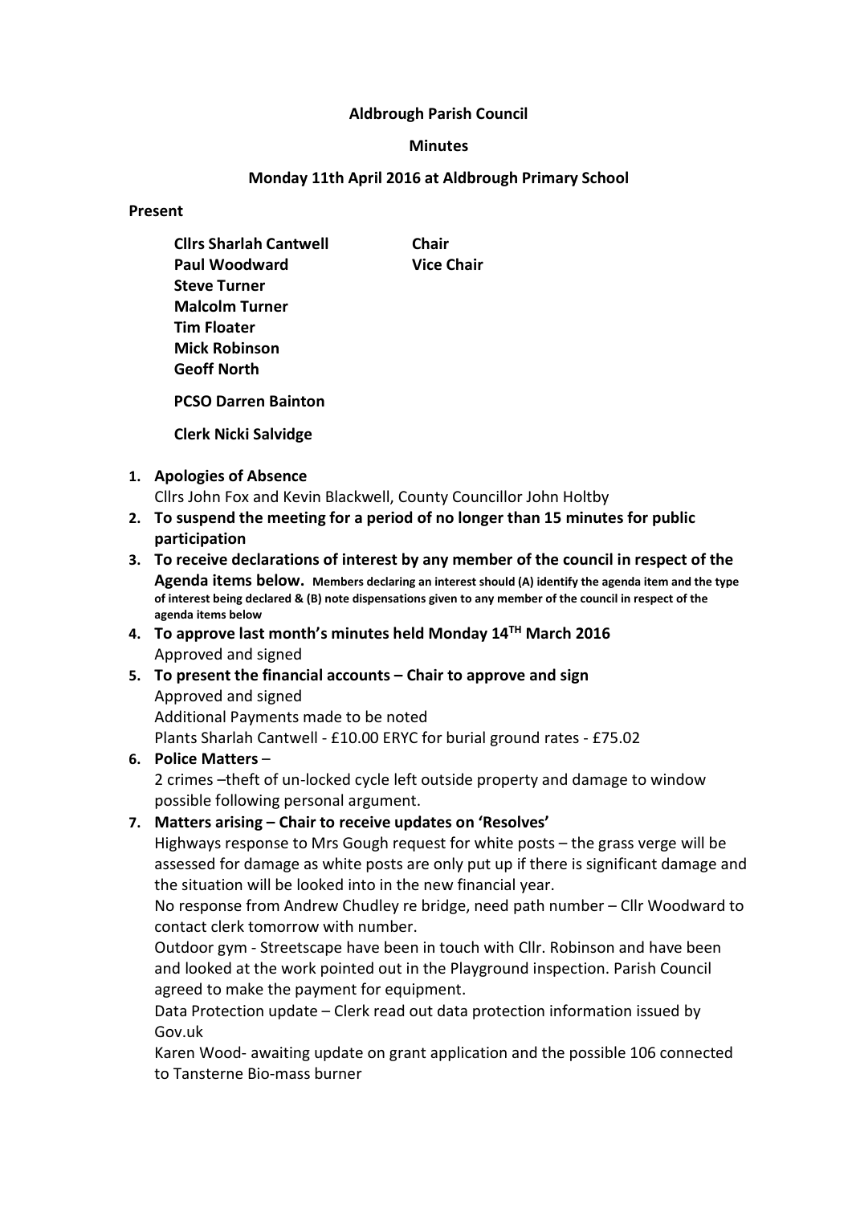**Aldbrough Parish Council**

**Minutes**

**Monday 11th April 2016 at Aldbrough Primary School**

**Present**

| | |
|---|---|
| **Cllrs Sharlah Cantwell** | **Chair** |
| **Paul Woodward** | **Vice Chair** |
| **Steve Turner** | |
| **Malcolm Turner** | |
| **Tim Floater** | |
| **Mick Robinson** | |
| **Geoff North** | |

**PCSO Darren Bainton**

**Clerk Nicki Salvidge**

1. **Apologies of Absence**
   Cllrs John Fox and Kevin Blackwell, County Councillor John Holtby
2. **To suspend the meeting for a period of no longer than 15 minutes for public participation**
3. **To receive declarations of interest by any member of the council in respect of the Agenda items below. Members declaring an interest should (A) identify the agenda item and the type of interest being declared & (B) note dispensations given to any member of the council in respect of the agenda items below**
4. **To approve last month's minutes held Monday 14TH March 2016**
   Approved and signed
5. **To present the financial accounts – Chair to approve and sign**
   Approved and signed
   Additional Payments made to be noted
   Plants Sharlah Cantwell - £10.00 ERYC for burial ground rates - £75.02
6. **Police Matters** –
   2 crimes –theft of un-locked cycle left outside property and damage to window possible following personal argument.
7. **Matters arising – Chair to receive updates on 'Resolves'**
   Highways response to Mrs Gough request for white posts – the grass verge will be assessed for damage as white posts are only put up if there is significant damage and the situation will be looked into in the new financial year.
   No response from Andrew Chudley re bridge, need path number – Cllr Woodward to contact clerk tomorrow with number.
   Outdoor gym - Streetscape have been in touch with Cllr. Robinson and have been and looked at the work pointed out in the Playground inspection. Parish Council agreed to make the payment for equipment.
   Data Protection update – Clerk read out data protection information issued by Gov.uk
   Karen Wood- awaiting update on grant application and the possible 106 connected to Tansterne Bio-mass burner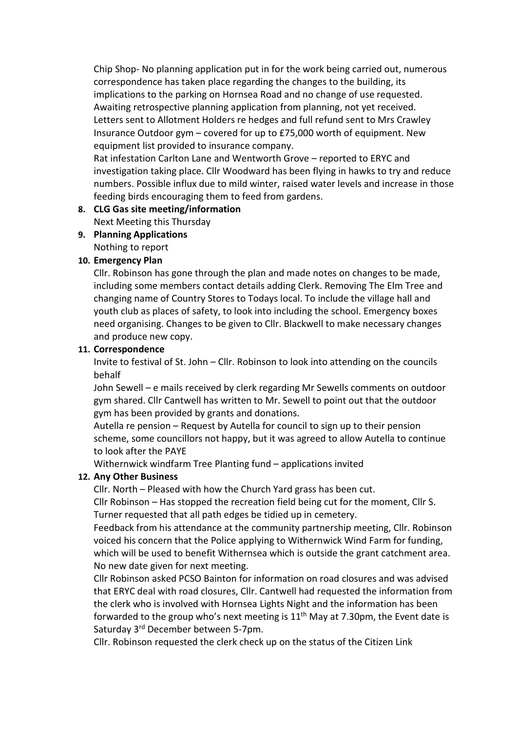Chip Shop- No planning application put in for the work being carried out, numerous correspondence has taken place regarding the changes to the building, its implications to the parking on Hornsea Road and no change of use requested. Awaiting retrospective planning application from planning, not yet received. Letters sent to Allotment Holders re hedges and full refund sent to Mrs Crawley Insurance Outdoor gym – covered for up to £75,000 worth of equipment. New equipment list provided to insurance company.

Rat infestation Carlton Lane and Wentworth Grove – reported to ERYC and investigation taking place. Cllr Woodward has been flying in hawks to try and reduce numbers. Possible influx due to mild winter, raised water levels and increase in those feeding birds encouraging them to feed from gardens.

8. **CLG Gas site meeting/information**

   Next Meeting this Thursday

9. **Planning Applications**

   Nothing to report

10. **Emergency Plan**

    Cllr. Robinson has gone through the plan and made notes on changes to be made, including some members contact details adding Clerk. Removing The Elm Tree and changing name of Country Stores to Todays local. To include the village hall and youth club as places of safety, to look into including the school. Emergency boxes need organising. Changes to be given to Cllr. Blackwell to make necessary changes and produce new copy.

11. **Correspondence**

    Invite to festival of St. John – Cllr. Robinson to look into attending on the councils behalf

    John Sewell – e mails received by clerk regarding Mr Sewells comments on outdoor gym shared. Cllr Cantwell has written to Mr. Sewell to point out that the outdoor gym has been provided by grants and donations.

    Autella re pension – Request by Autella for council to sign up to their pension scheme, some councillors not happy, but it was agreed to allow Autella to continue to look after the PAYE

    Withernwick windfarm Tree Planting fund – applications invited

12. **Any Other Business**

    Cllr. North – Pleased with how the Church Yard grass has been cut.

    Cllr Robinson – Has stopped the recreation field being cut for the moment, Cllr S. Turner requested that all path edges be tidied up in cemetery.

    Feedback from his attendance at the community partnership meeting, Cllr. Robinson voiced his concern that the Police applying to Withernwick Wind Farm for funding, which will be used to benefit Withernsea which is outside the grant catchment area. No new date given for next meeting.

    Cllr Robinson asked PCSO Bainton for information on road closures and was advised that ERYC deal with road closures, Cllr. Cantwell had requested the information from the clerk who is involved with Hornsea Lights Night and the information has been forwarded to the group who's next meeting is 11th May at 7.30pm, the Event date is Saturday 3rd December between 5-7pm.

    Cllr. Robinson requested the clerk check up on the status of the Citizen Link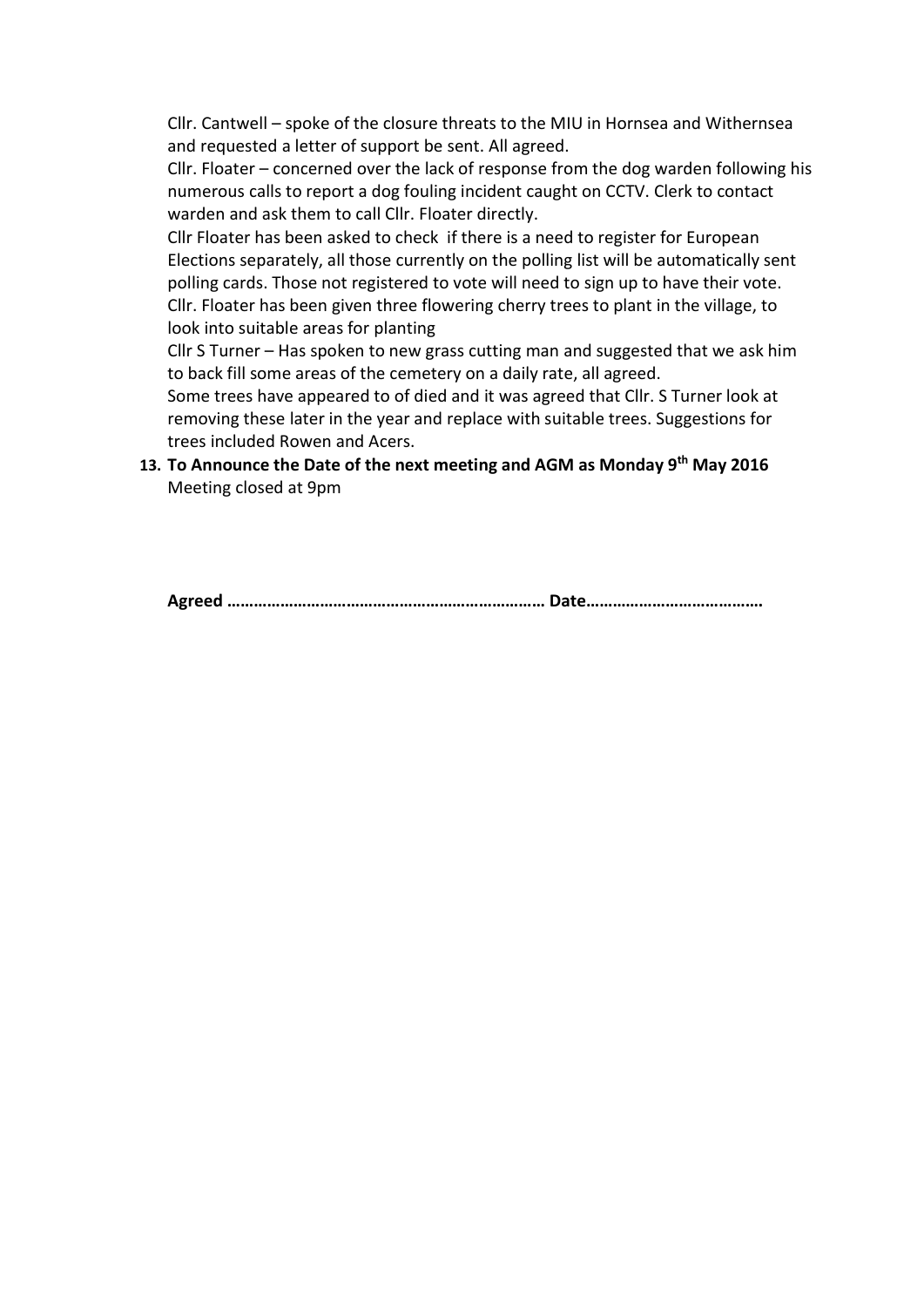Cllr. Cantwell – spoke of the closure threats to the MIU in Hornsea and Withernsea and requested a letter of support be sent. All agreed.
Cllr. Floater – concerned over the lack of response from the dog warden following his numerous calls to report a dog fouling incident caught on CCTV. Clerk to contact warden and ask them to call Cllr. Floater directly.
Cllr Floater has been asked to check if there is a need to register for European Elections separately, all those currently on the polling list will be automatically sent polling cards. Those not registered to vote will need to sign up to have their vote.
Cllr. Floater has been given three flowering cherry trees to plant in the village, to look into suitable areas for planting
Cllr S Turner – Has spoken to new grass cutting man and suggested that we ask him to back fill some areas of the cemetery on a daily rate, all agreed.
Some trees have appeared to of died and it was agreed that Cllr. S Turner look at removing these later in the year and replace with suitable trees. Suggestions for trees included Rowen and Acers.

13. **To Announce the Date of the next meeting and AGM as Monday 9th May 2016**
Meeting closed at 9pm

**Agreed ……………………………………………………………… Date…………………………………**